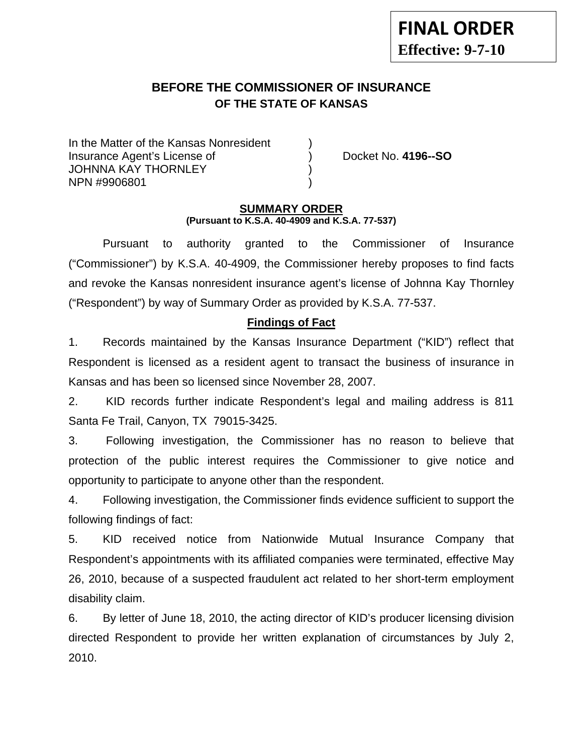**FINAL ORDER**
**Effective: 9-7-10**

# BEFORE THE COMMISSIONER OF INSURANCE
## OF THE STATE OF KANSAS

| | | |
|---|---|---|
| In the Matter of the Kansas Nonresident | ) | |
| Insurance Agent's License of | ) | Docket No. **4196--SO** |
| JOHNNA KAY THORNLEY | ) | |
| NPN #9906801 | ) | |

### SUMMARY ORDER
**(Pursuant to K.S.A. 40-4909 and K.S.A. 77-537)**

Pursuant to authority granted to the Commissioner of Insurance ("Commissioner") by K.S.A. 40-4909, the Commissioner hereby proposes to find facts and revoke the Kansas nonresident insurance agent's license of Johnna Kay Thornley ("Respondent") by way of Summary Order as provided by K.S.A. 77-537.

### Findings of Fact

1. Records maintained by the Kansas Insurance Department ("KID") reflect that Respondent is licensed as a resident agent to transact the business of insurance in Kansas and has been so licensed since November 28, 2007.

2. KID records further indicate Respondent's legal and mailing address is 811 Santa Fe Trail, Canyon, TX 79015-3425.

3. Following investigation, the Commissioner has no reason to believe that protection of the public interest requires the Commissioner to give notice and opportunity to participate to anyone other than the respondent.

4. Following investigation, the Commissioner finds evidence sufficient to support the following findings of fact:

5. KID received notice from Nationwide Mutual Insurance Company that Respondent's appointments with its affiliated companies were terminated, effective May 26, 2010, because of a suspected fraudulent act related to her short-term employment disability claim.

6. By letter of June 18, 2010, the acting director of KID's producer licensing division directed Respondent to provide her written explanation of circumstances by July 2, 2010.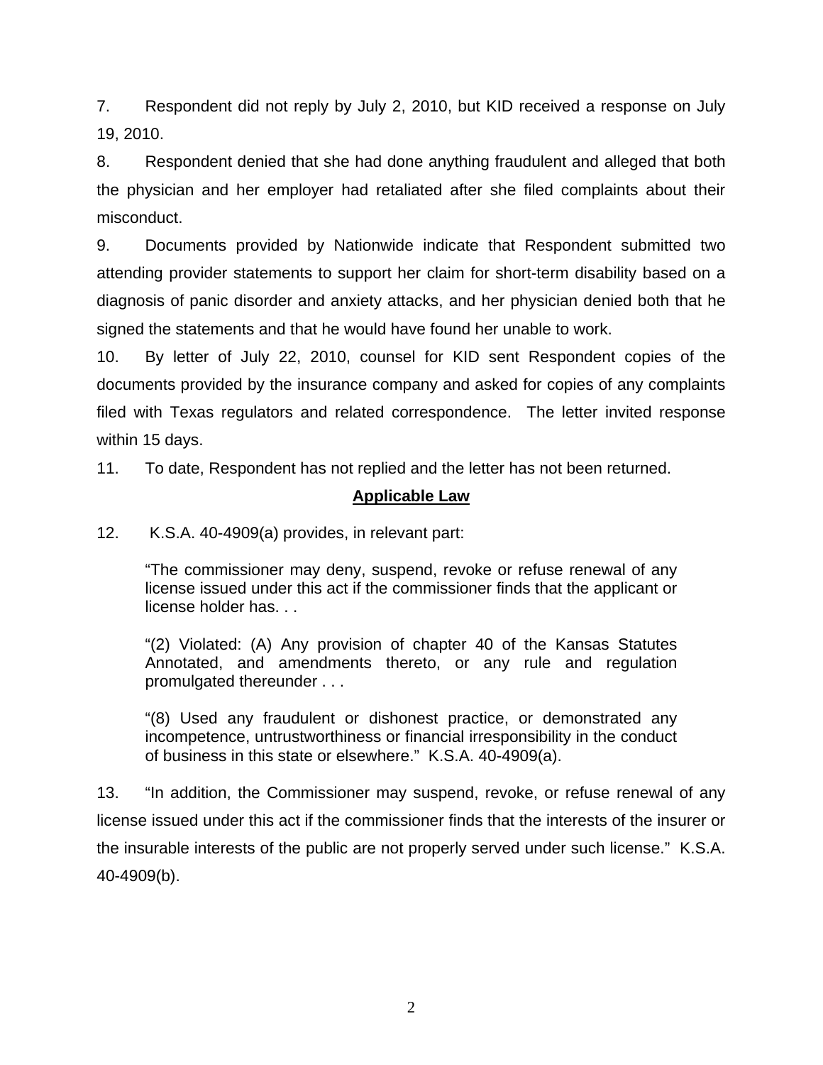7. Respondent did not reply by July 2, 2010, but KID received a response on July 19, 2010.

8. Respondent denied that she had done anything fraudulent and alleged that both the physician and her employer had retaliated after she filed complaints about their misconduct.

9. Documents provided by Nationwide indicate that Respondent submitted two attending provider statements to support her claim for short-term disability based on a diagnosis of panic disorder and anxiety attacks, and her physician denied both that he signed the statements and that he would have found her unable to work.

10. By letter of July 22, 2010, counsel for KID sent Respondent copies of the documents provided by the insurance company and asked for copies of any complaints filed with Texas regulators and related correspondence. The letter invited response within 15 days.

11. To date, Respondent has not replied and the letter has not been returned.

## Applicable Law

12. K.S.A. 40-4909(a) provides, in relevant part:

> "The commissioner may deny, suspend, revoke or refuse renewal of any license issued under this act if the commissioner finds that the applicant or license holder has. . .
>
> "(2) Violated: (A) Any provision of chapter 40 of the Kansas Statutes Annotated, and amendments thereto, or any rule and regulation promulgated thereunder . . .
>
> "(8) Used any fraudulent or dishonest practice, or demonstrated any incompetence, untrustworthiness or financial irresponsibility in the conduct of business in this state or elsewhere." K.S.A. 40-4909(a).

13. "In addition, the Commissioner may suspend, revoke, or refuse renewal of any license issued under this act if the commissioner finds that the interests of the insurer or the insurable interests of the public are not properly served under such license." K.S.A. 40-4909(b).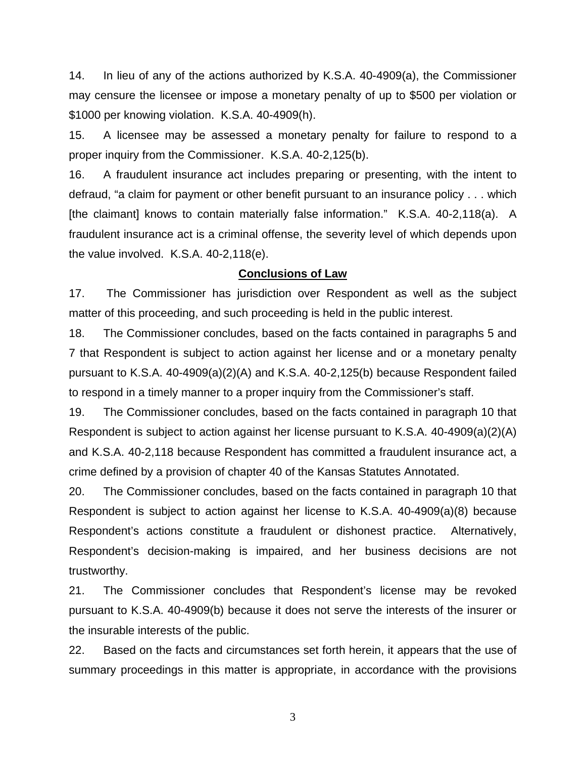14. In lieu of any of the actions authorized by K.S.A. 40-4909(a), the Commissioner may censure the licensee or impose a monetary penalty of up to $500 per violation or $1000 per knowing violation. K.S.A. 40-4909(h).

15. A licensee may be assessed a monetary penalty for failure to respond to a proper inquiry from the Commissioner. K.S.A. 40-2,125(b).

16. A fraudulent insurance act includes preparing or presenting, with the intent to defraud, "a claim for payment or other benefit pursuant to an insurance policy . . . which [the claimant] knows to contain materially false information." K.S.A. 40-2,118(a). A fraudulent insurance act is a criminal offense, the severity level of which depends upon the value involved. K.S.A. 40-2,118(e).

## **Conclusions of Law**

17. The Commissioner has jurisdiction over Respondent as well as the subject matter of this proceeding, and such proceeding is held in the public interest.

18. The Commissioner concludes, based on the facts contained in paragraphs 5 and 7 that Respondent is subject to action against her license and or a monetary penalty pursuant to K.S.A. 40-4909(a)(2)(A) and K.S.A. 40-2,125(b) because Respondent failed to respond in a timely manner to a proper inquiry from the Commissioner's staff.

19. The Commissioner concludes, based on the facts contained in paragraph 10 that Respondent is subject to action against her license pursuant to K.S.A. 40-4909(a)(2)(A) and K.S.A. 40-2,118 because Respondent has committed a fraudulent insurance act, a crime defined by a provision of chapter 40 of the Kansas Statutes Annotated.

20. The Commissioner concludes, based on the facts contained in paragraph 10 that Respondent is subject to action against her license to K.S.A. 40-4909(a)(8) because Respondent's actions constitute a fraudulent or dishonest practice. Alternatively, Respondent's decision-making is impaired, and her business decisions are not trustworthy.

21. The Commissioner concludes that Respondent's license may be revoked pursuant to K.S.A. 40-4909(b) because it does not serve the interests of the insurer or the insurable interests of the public.

22. Based on the facts and circumstances set forth herein, it appears that the use of summary proceedings in this matter is appropriate, in accordance with the provisions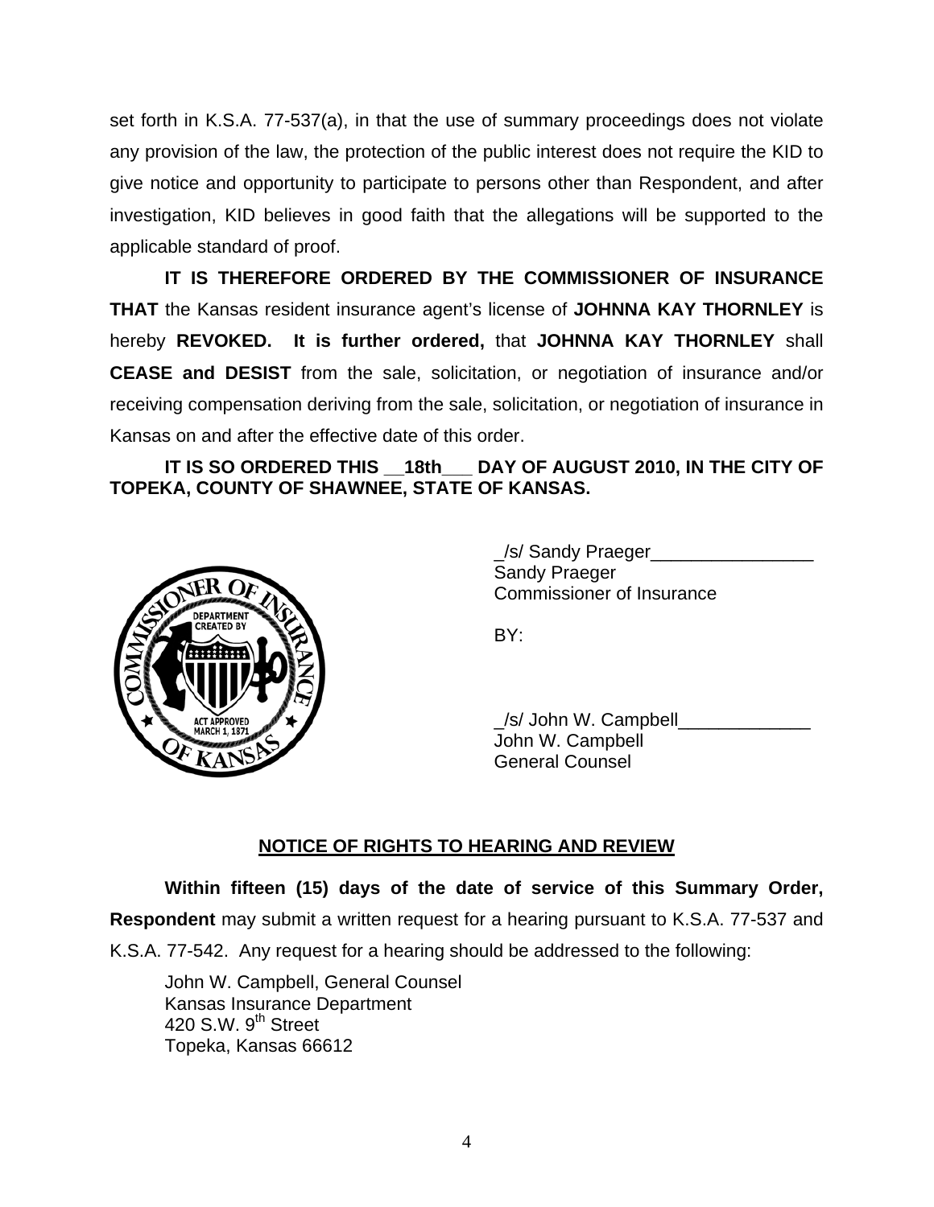set forth in K.S.A. 77-537(a), in that the use of summary proceedings does not violate any provision of the law, the protection of the public interest does not require the KID to give notice and opportunity to participate to persons other than Respondent, and after investigation, KID believes in good faith that the allegations will be supported to the applicable standard of proof.

**IT IS THEREFORE ORDERED BY THE COMMISSIONER OF INSURANCE THAT** the Kansas resident insurance agent's license of **JOHNNA KAY THORNLEY** is hereby **REVOKED. It is further ordered,** that **JOHNNA KAY THORNLEY** shall **CEASE and DESIST** from the sale, solicitation, or negotiation of insurance and/or receiving compensation deriving from the sale, solicitation, or negotiation of insurance in Kansas on and after the effective date of this order.

**IT IS SO ORDERED THIS __18th___ DAY OF AUGUST 2010, IN THE CITY OF TOPEKA, COUNTY OF SHAWNEE, STATE OF KANSAS.**

_/s/ Sandy Praeger________________
Sandy Praeger
Commissioner of Insurance

BY:

_/s/ John W. Campbell_____________
John W. Campbell
General Counsel

## NOTICE OF RIGHTS TO HEARING AND REVIEW

**Within fifteen (15) days of the date of service of this Summary Order, Respondent** may submit a written request for a hearing pursuant to K.S.A. 77-537 and K.S.A. 77-542. Any request for a hearing should be addressed to the following:

John W. Campbell, General Counsel
Kansas Insurance Department
420 S.W. 9th Street
Topeka, Kansas 66612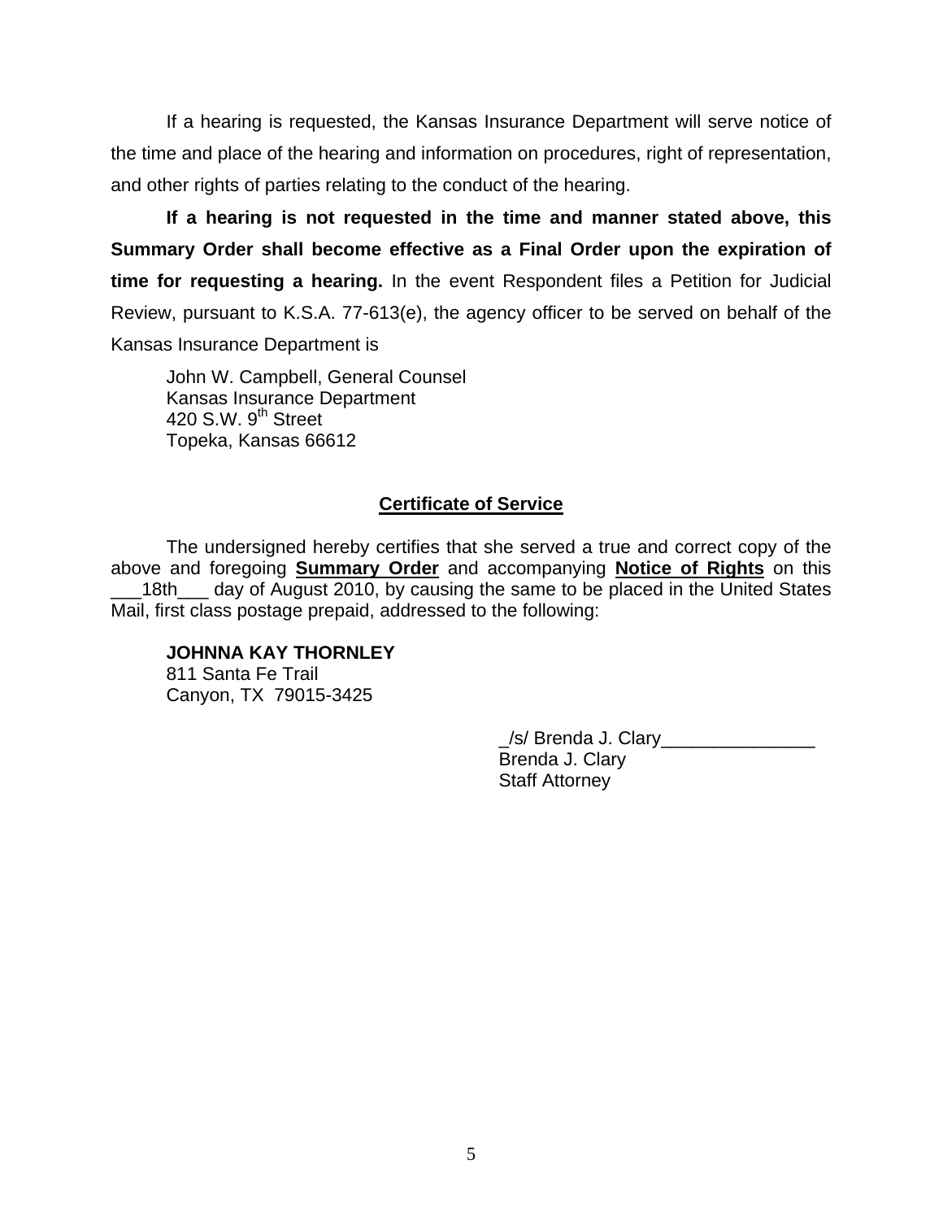If a hearing is requested, the Kansas Insurance Department will serve notice of the time and place of the hearing and information on procedures, right of representation, and other rights of parties relating to the conduct of the hearing.

**If a hearing is not requested in the time and manner stated above, this Summary Order shall become effective as a Final Order upon the expiration of time for requesting a hearing.** In the event Respondent files a Petition for Judicial Review, pursuant to K.S.A. 77-613(e), the agency officer to be served on behalf of the Kansas Insurance Department is

John W. Campbell, General Counsel
Kansas Insurance Department
420 S.W. 9th Street
Topeka, Kansas 66612

## Certificate of Service

The undersigned hereby certifies that she served a true and correct copy of the above and foregoing **Summary Order** and accompanying **Notice of Rights** on this ___18th___ day of August 2010, by causing the same to be placed in the United States Mail, first class postage prepaid, addressed to the following:

**JOHNNA KAY THORNLEY**
811 Santa Fe Trail
Canyon, TX 79015-3425

_/s/ Brenda J. Clary_______________
Brenda J. Clary
Staff Attorney